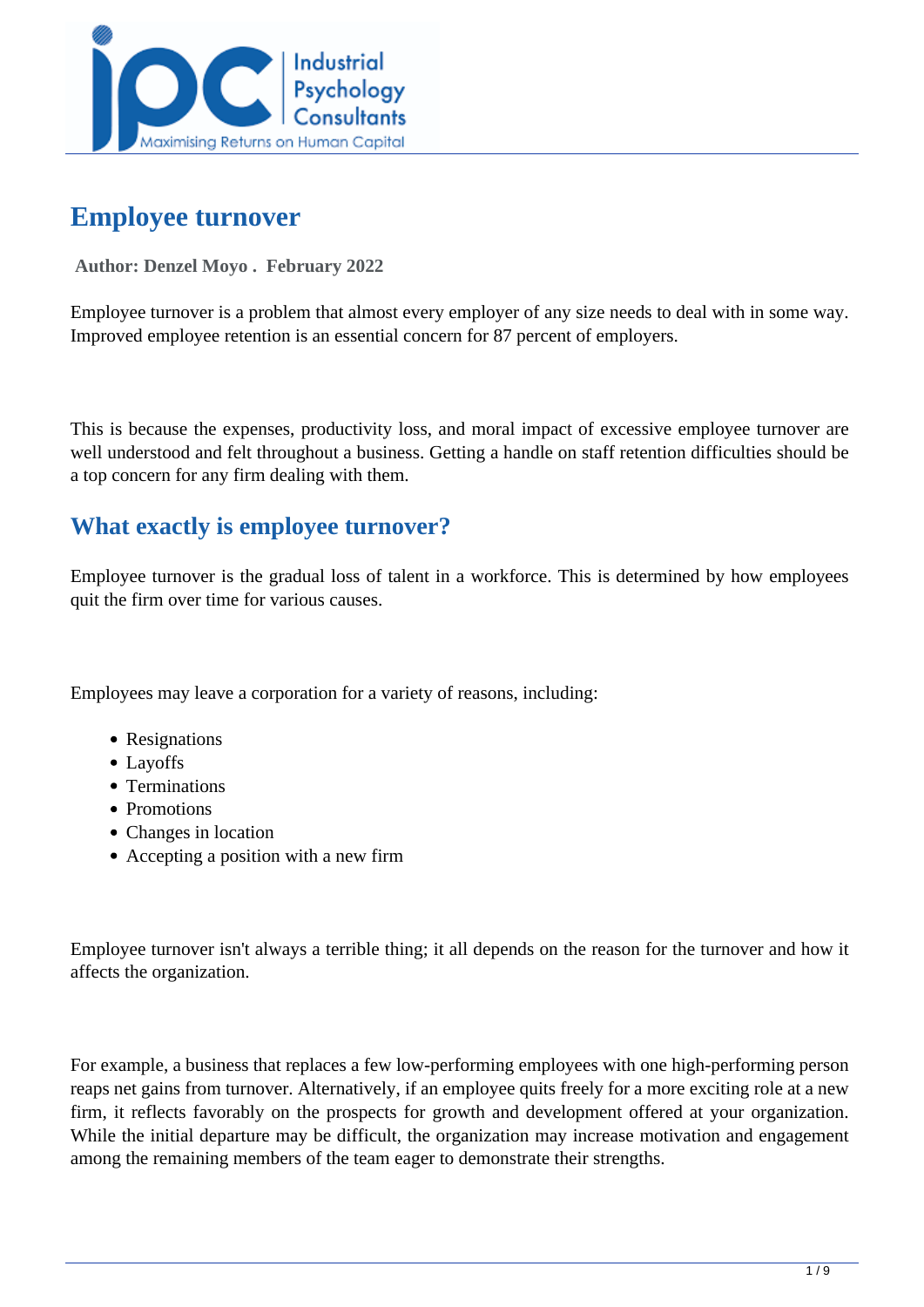# Employee turnover

**Author: Denzel Moyo . February 2022**

Employee turnover is a problem that almost every employer of any size needs to deal with in some way. Improved employee retention is an essential concern for 87 percent of employers.

This is because the expenses, productivity loss, and moral impact of excessive employee turnover are well understood and felt throughout a business. Getting a handle on staff retention difficulties should be a top concern for any firm dealing with them.

## What exactly is employee turnover?

Employee turnover is the gradual loss of talent in a workforce. This is determined by how employees quit the firm over time for various causes.

Employees may leave a corporation for a variety of reasons, including:

- Resignations
- Layoffs
- Terminations
- Promotions
- Changes in location
- Accepting a position with a new firm

Employee turnover isn't always a terrible thing; it all depends on the reason for the turnover and how it affects the organization.

For example, a business that replaces a few low-performing employees with one high-performing person reaps net gains from turnover. Alternatively, if an employee quits freely for a more exciting role at a new firm, it reflects favorably on the prospects for growth and development offered at your organization. While the initial departure may be difficult, the organization may increase motivation and engagement among the remaining members of the team eager to demonstrate their strengths.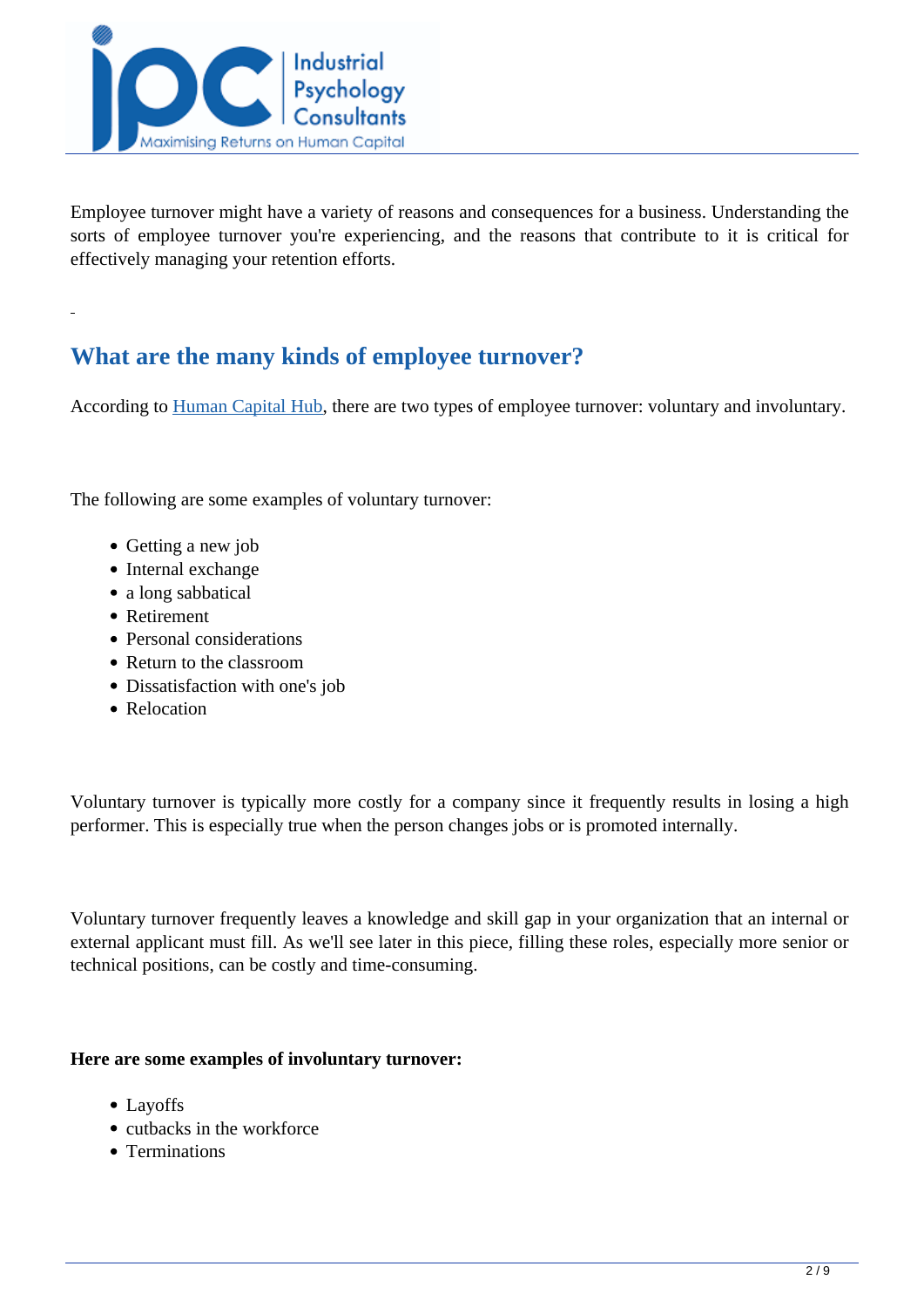Employee turnover might have a variety of reasons and consequences for a business. Understanding the sorts of employee turnover you're experiencing, and the reasons that contribute to it is critical for effectively managing your retention efforts.

## What are the many kinds of employee turnover?

According to Human Capital Hub, there are two types of employee turnover: voluntary and involuntary.

The following are some examples of voluntary turnover:

- Getting a new job
- Internal exchange
- a long sabbatical
- Retirement
- Personal considerations
- Return to the classroom
- Dissatisfaction with one's job
- Relocation

Voluntary turnover is typically more costly for a company since it frequently results in losing a high performer. This is especially true when the person changes jobs or is promoted internally.

Voluntary turnover frequently leaves a knowledge and skill gap in your organization that an internal or external applicant must fill. As we'll see later in this piece, filling these roles, especially more senior or technical positions, can be costly and time-consuming.

**Here are some examples of involuntary turnover:**

- Layoffs
- cutbacks in the workforce
- Terminations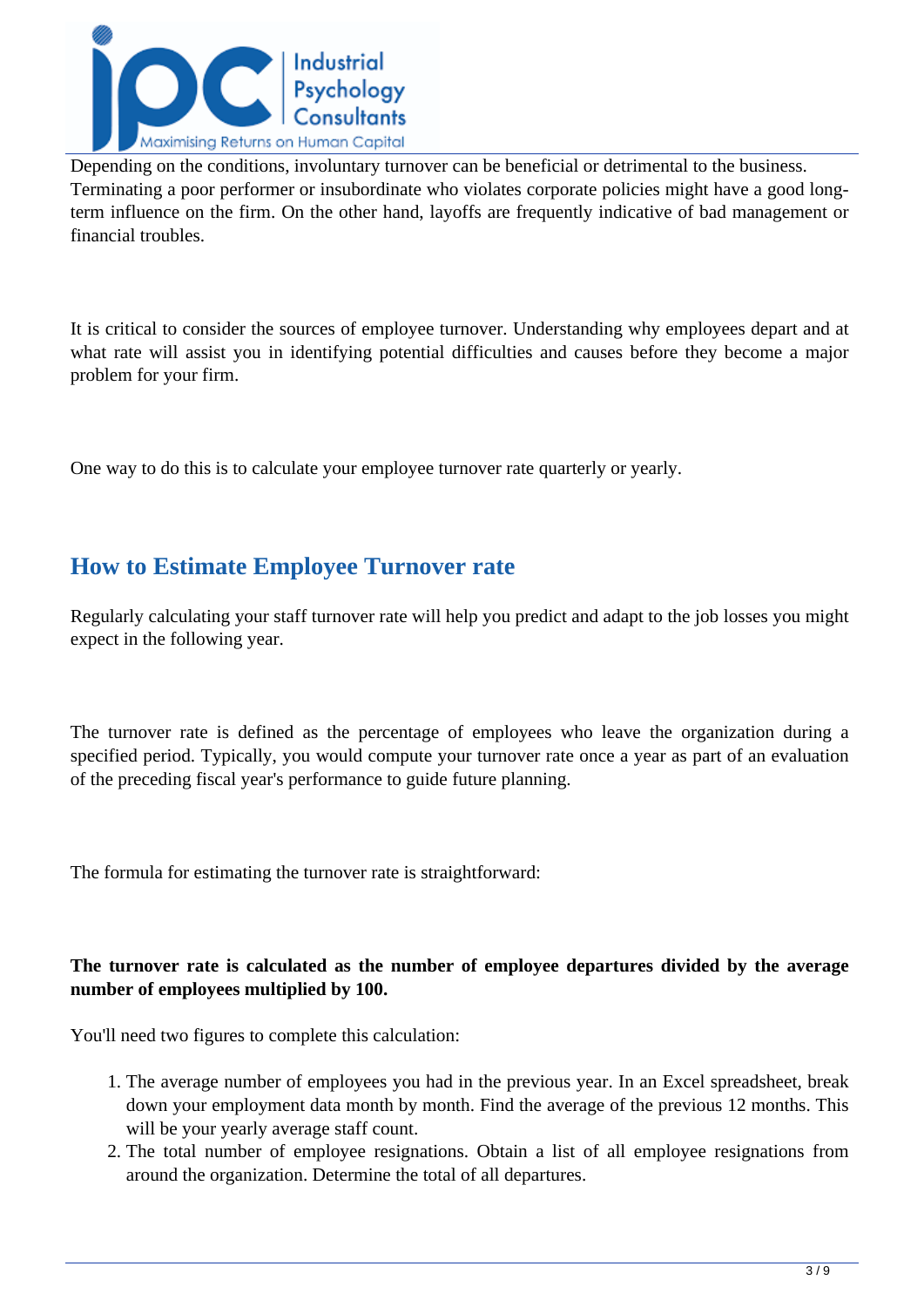Depending on the conditions, involuntary turnover can be beneficial or detrimental to the business. Terminating a poor performer or insubordinate who violates corporate policies might have a good long-term influence on the firm. On the other hand, layoffs are frequently indicative of bad management or financial troubles.

It is critical to consider the sources of employee turnover. Understanding why employees depart and at what rate will assist you in identifying potential difficulties and causes before they become a major problem for your firm.

One way to do this is to calculate your employee turnover rate quarterly or yearly.

## How to Estimate Employee Turnover rate

Regularly calculating your staff turnover rate will help you predict and adapt to the job losses you might expect in the following year.

The turnover rate is defined as the percentage of employees who leave the organization during a specified period. Typically, you would compute your turnover rate once a year as part of an evaluation of the preceding fiscal year's performance to guide future planning.

The formula for estimating the turnover rate is straightforward:

**The turnover rate is calculated as the number of employee departures divided by the average number of employees multiplied by 100.**

You'll need two figures to complete this calculation:

1. The average number of employees you had in the previous year. In an Excel spreadsheet, break down your employment data month by month. Find the average of the previous 12 months. This will be your yearly average staff count.
2. The total number of employee resignations. Obtain a list of all employee resignations from around the organization. Determine the total of all departures.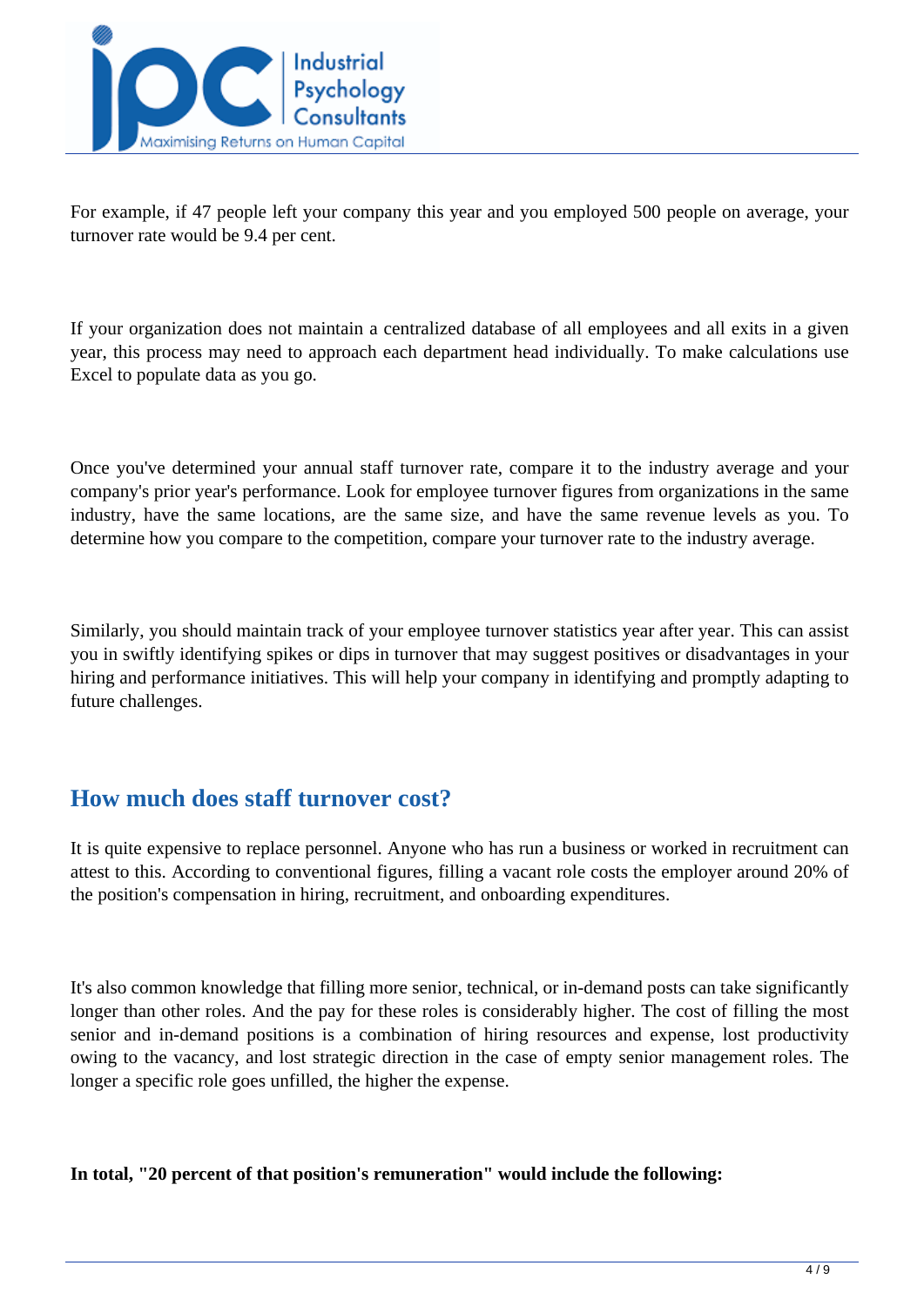For example, if 47 people left your company this year and you employed 500 people on average, your turnover rate would be 9.4 per cent.

If your organization does not maintain a centralized database of all employees and all exits in a given year, this process may need to approach each department head individually. To make calculations use Excel to populate data as you go.

Once you've determined your annual staff turnover rate, compare it to the industry average and your company's prior year's performance. Look for employee turnover figures from organizations in the same industry, have the same locations, are the same size, and have the same revenue levels as you. To determine how you compare to the competition, compare your turnover rate to the industry average.

Similarly, you should maintain track of your employee turnover statistics year after year. This can assist you in swiftly identifying spikes or dips in turnover that may suggest positives or disadvantages in your hiring and performance initiatives. This will help your company in identifying and promptly adapting to future challenges.

## How much does staff turnover cost?

It is quite expensive to replace personnel. Anyone who has run a business or worked in recruitment can attest to this. According to conventional figures, filling a vacant role costs the employer around 20% of the position's compensation in hiring, recruitment, and onboarding expenditures.

It's also common knowledge that filling more senior, technical, or in-demand posts can take significantly longer than other roles. And the pay for these roles is considerably higher. The cost of filling the most senior and in-demand positions is a combination of hiring resources and expense, lost productivity owing to the vacancy, and lost strategic direction in the case of empty senior management roles. The longer a specific role goes unfilled, the higher the expense.

**In total, "20 percent of that position's remuneration" would include the following:**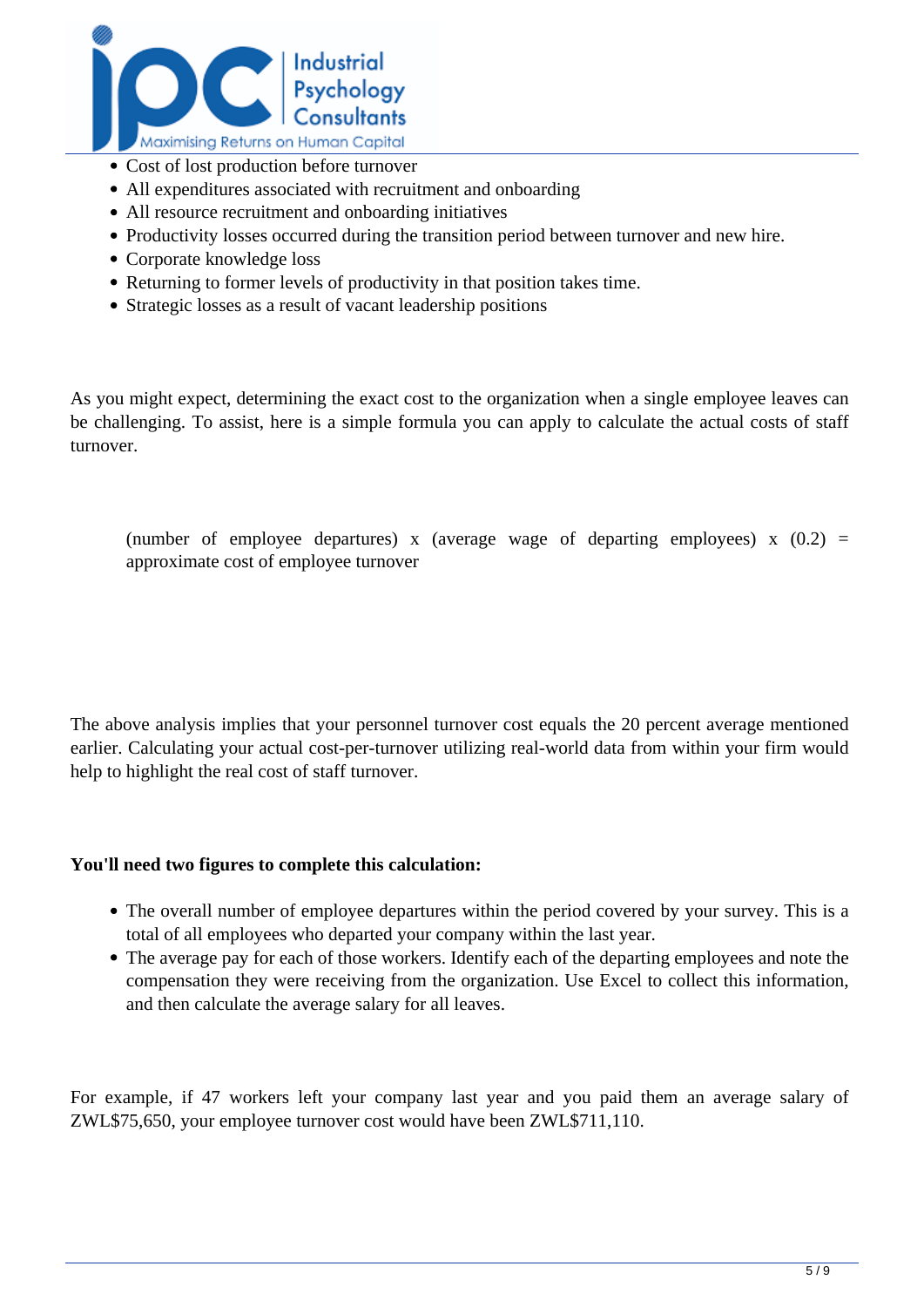- Cost of lost production before turnover
- All expenditures associated with recruitment and onboarding
- All resource recruitment and onboarding initiatives
- Productivity losses occurred during the transition period between turnover and new hire.
- Corporate knowledge loss
- Returning to former levels of productivity in that position takes time.
- Strategic losses as a result of vacant leadership positions

As you might expect, determining the exact cost to the organization when a single employee leaves can be challenging. To assist, here is a simple formula you can apply to calculate the actual costs of staff turnover.

> (number of employee departures) x (average wage of departing employees) x (0.2) = approximate cost of employee turnover

The above analysis implies that your personnel turnover cost equals the 20 percent average mentioned earlier. Calculating your actual cost-per-turnover utilizing real-world data from within your firm would help to highlight the real cost of staff turnover.

**You'll need two figures to complete this calculation:**

- The overall number of employee departures within the period covered by your survey. This is a total of all employees who departed your company within the last year.
- The average pay for each of those workers. Identify each of the departing employees and note the compensation they were receiving from the organization. Use Excel to collect this information, and then calculate the average salary for all leaves.

For example, if 47 workers left your company last year and you paid them an average salary of ZWL$75,650, your employee turnover cost would have been ZWL$711,110.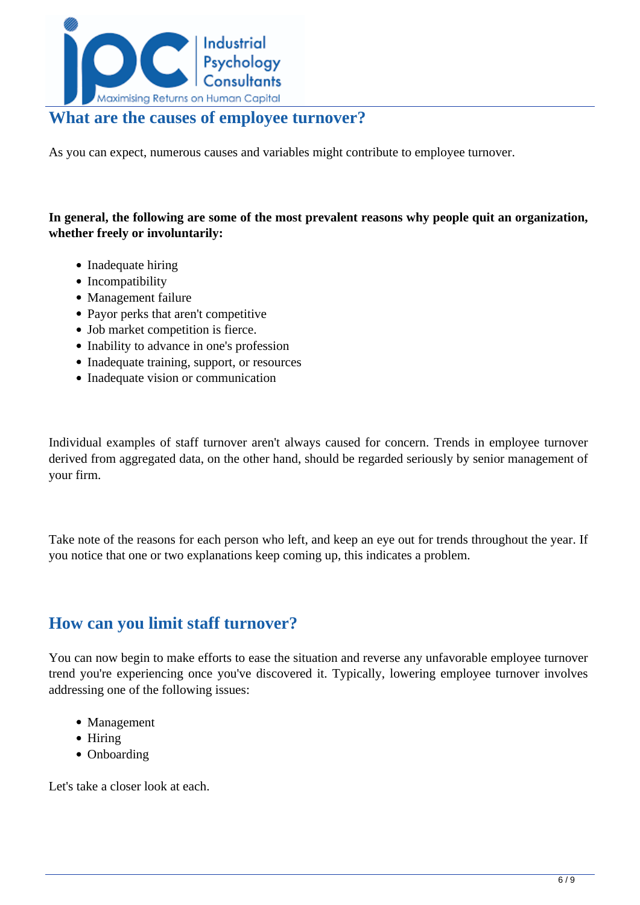## What are the causes of employee turnover?

As you can expect, numerous causes and variables might contribute to employee turnover.

**In general, the following are some of the most prevalent reasons why people quit an organization, whether freely or involuntarily:**

- Inadequate hiring
- Incompatibility
- Management failure
- Payor perks that aren't competitive
- Job market competition is fierce.
- Inability to advance in one's profession
- Inadequate training, support, or resources
- Inadequate vision or communication

Individual examples of staff turnover aren't always caused for concern. Trends in employee turnover derived from aggregated data, on the other hand, should be regarded seriously by senior management of your firm.

Take note of the reasons for each person who left, and keep an eye out for trends throughout the year. If you notice that one or two explanations keep coming up, this indicates a problem.

## How can you limit staff turnover?

You can now begin to make efforts to ease the situation and reverse any unfavorable employee turnover trend you're experiencing once you've discovered it. Typically, lowering employee turnover involves addressing one of the following issues:

- Management
- Hiring
- Onboarding

Let's take a closer look at each.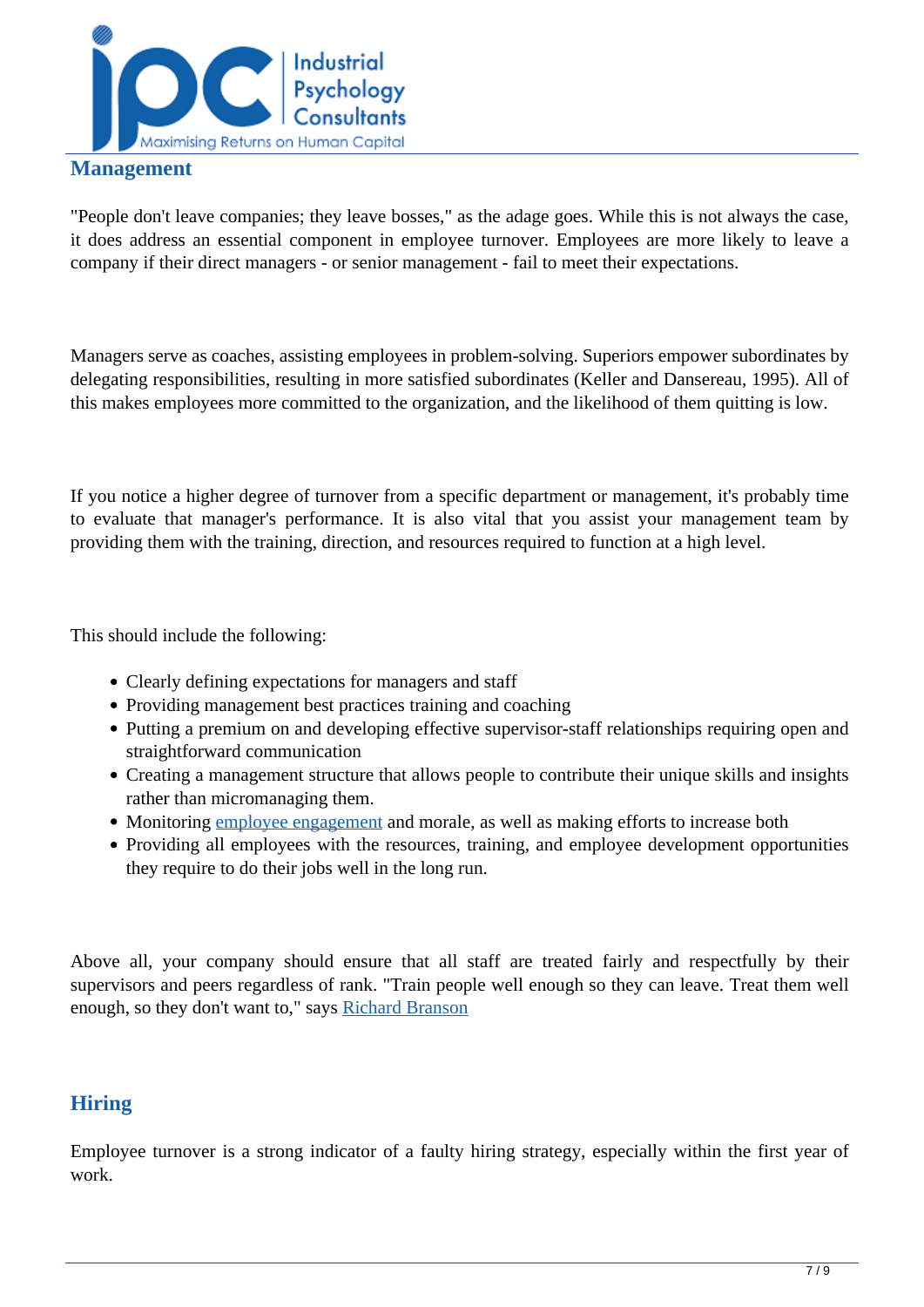## Management

"People don't leave companies; they leave bosses," as the adage goes. While this is not always the case, it does address an essential component in employee turnover. Employees are more likely to leave a company if their direct managers - or senior management - fail to meet their expectations.

Managers serve as coaches, assisting employees in problem-solving. Superiors empower subordinates by delegating responsibilities, resulting in more satisfied subordinates (Keller and Dansereau, 1995). All of this makes employees more committed to the organization, and the likelihood of them quitting is low.

If you notice a higher degree of turnover from a specific department or management, it's probably time to evaluate that manager's performance. It is also vital that you assist your management team by providing them with the training, direction, and resources required to function at a high level.

This should include the following:

- Clearly defining expectations for managers and staff
- Providing management best practices training and coaching
- Putting a premium on and developing effective supervisor-staff relationships requiring open and straightforward communication
- Creating a management structure that allows people to contribute their unique skills and insights rather than micromanaging them.
- Monitoring employee engagement and morale, as well as making efforts to increase both
- Providing all employees with the resources, training, and employee development opportunities they require to do their jobs well in the long run.

Above all, your company should ensure that all staff are treated fairly and respectfully by their supervisors and peers regardless of rank. "Train people well enough so they can leave. Treat them well enough, so they don't want to," says Richard Branson

## Hiring

Employee turnover is a strong indicator of a faulty hiring strategy, especially within the first year of work.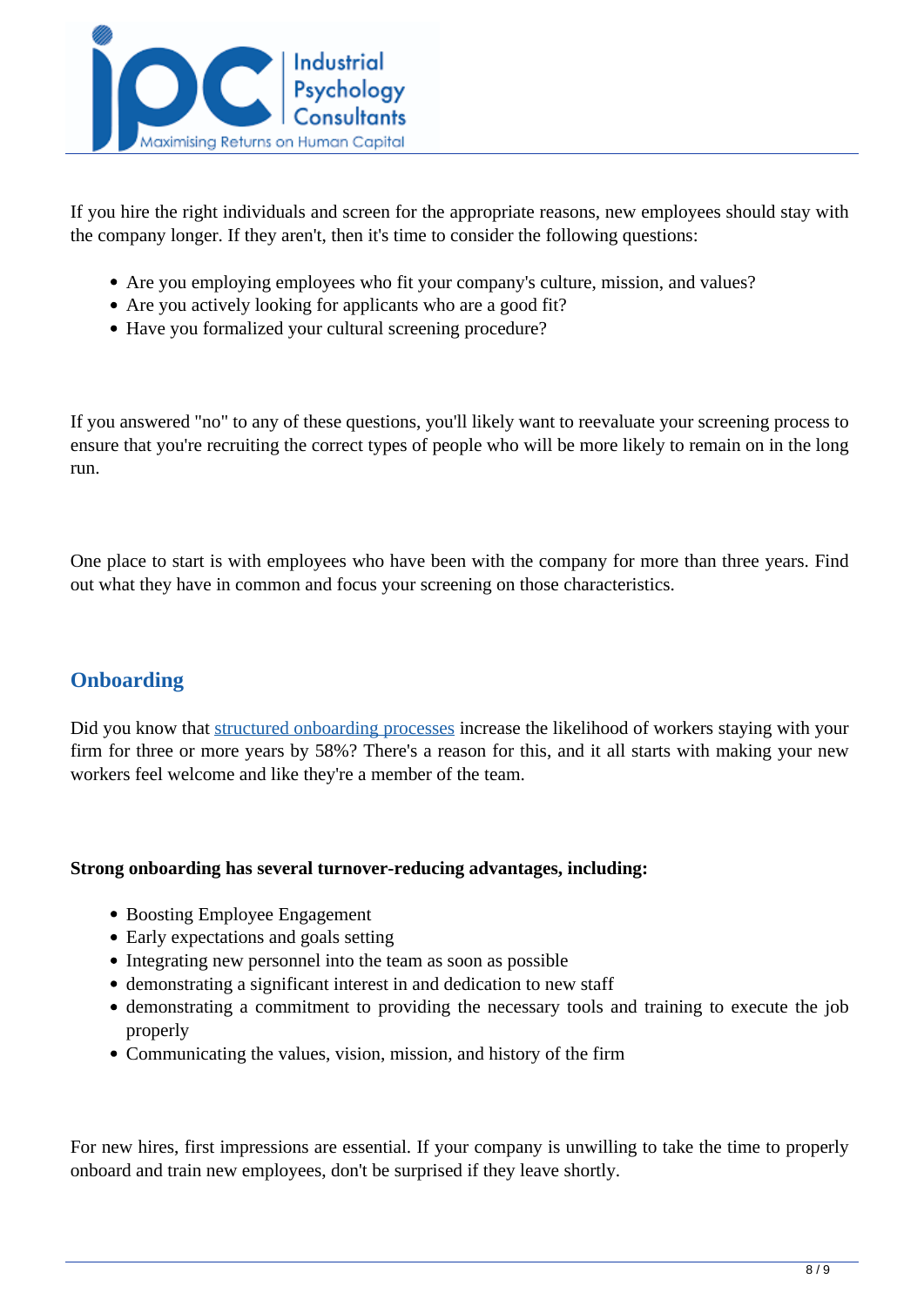If you hire the right individuals and screen for the appropriate reasons, new employees should stay with the company longer. If they aren't, then it's time to consider the following questions:

- Are you employing employees who fit your company's culture, mission, and values?
- Are you actively looking for applicants who are a good fit?
- Have you formalized your cultural screening procedure?

If you answered "no" to any of these questions, you'll likely want to reevaluate your screening process to ensure that you're recruiting the correct types of people who will be more likely to remain on in the long run.

One place to start is with employees who have been with the company for more than three years. Find out what they have in common and focus your screening on those characteristics.

## Onboarding

Did you know that structured onboarding processes increase the likelihood of workers staying with your firm for three or more years by 58%? There's a reason for this, and it all starts with making your new workers feel welcome and like they're a member of the team.

**Strong onboarding has several turnover-reducing advantages, including:**

- Boosting Employee Engagement
- Early expectations and goals setting
- Integrating new personnel into the team as soon as possible
- demonstrating a significant interest in and dedication to new staff
- demonstrating a commitment to providing the necessary tools and training to execute the job properly
- Communicating the values, vision, mission, and history of the firm

For new hires, first impressions are essential. If your company is unwilling to take the time to properly onboard and train new employees, don't be surprised if they leave shortly.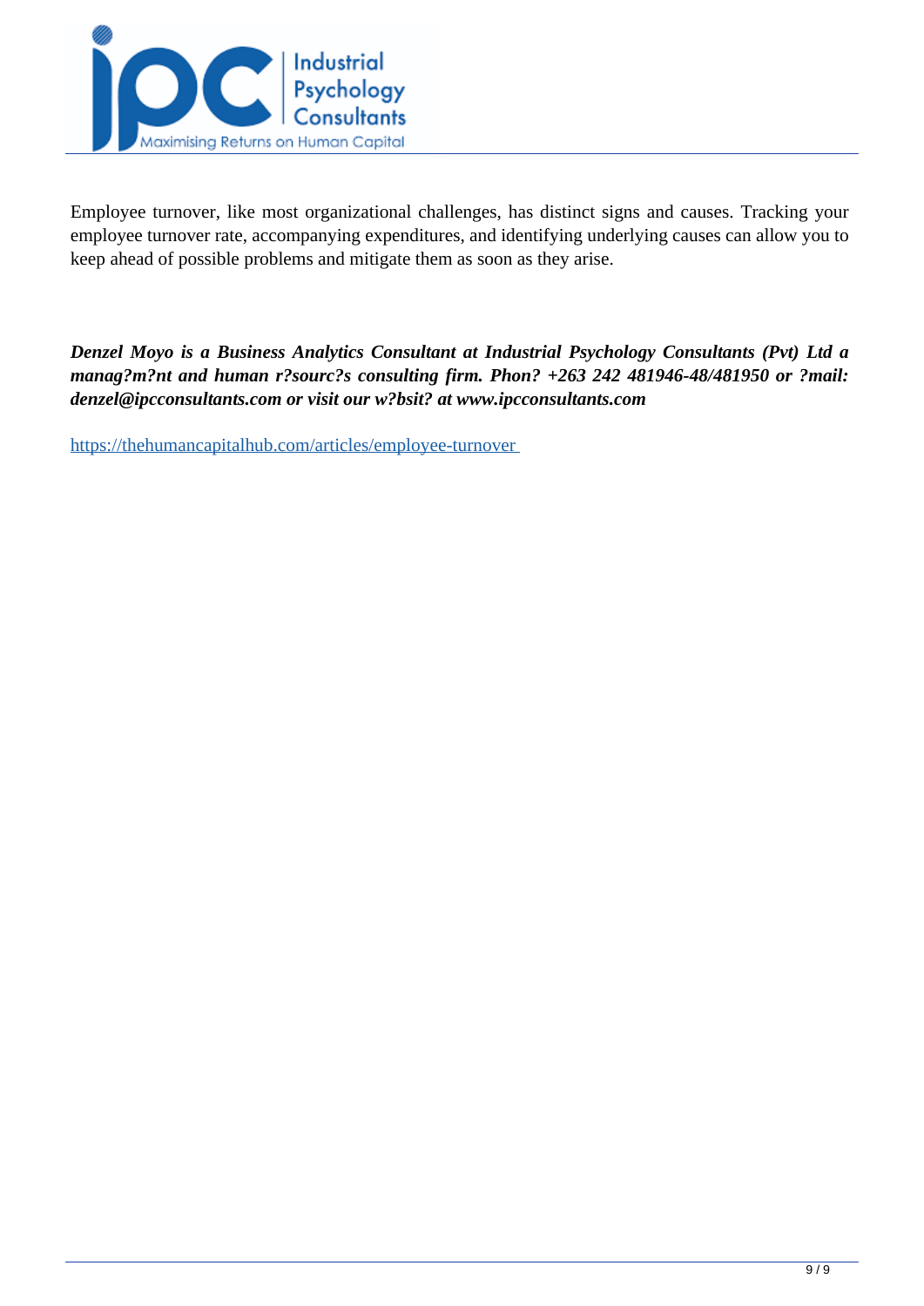Employee turnover, like most organizational challenges, has distinct signs and causes. Tracking your employee turnover rate, accompanying expenditures, and identifying underlying causes can allow you to keep ahead of possible problems and mitigate them as soon as they arise.

***Denzel Moyo is a Business Analytics Consultant at Industrial Psychology Consultants (Pvt) Ltd a manag?m?nt and human r?sourc?s consulting firm. Phon? +263 242 481946-48/481950 or ?mail: denzel@ipcconsultants.com or visit our w?bsit? at www.ipcconsultants.com***

https://thehumancapitalhub.com/articles/employee-turnover